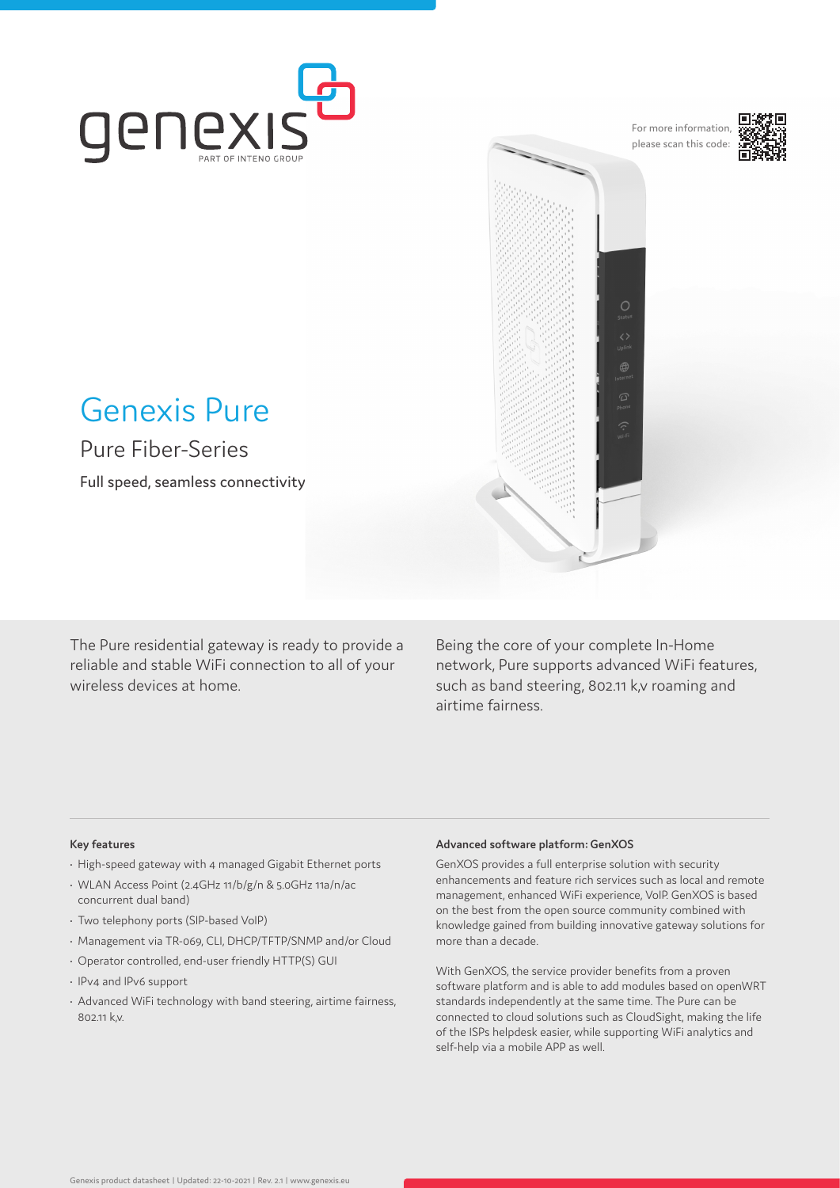genexis
PART OF INTENO GROUP

For more information, please scan this code:

# Genexis Pure

## Pure Fiber-Series

Full speed, seamless connectivity

The Pure residential gateway is ready to provide a reliable and stable WiFi connection to all of your wireless devices at home.

Being the core of your complete In-Home network, Pure supports advanced WiFi features, such as band steering, 802.11 k,v roaming and airtime fairness.

### Key features

- High-speed gateway with 4 managed Gigabit Ethernet ports
- WLAN Access Point (2.4GHz 11/b/g/n & 5.0GHz 11a/n/ac concurrent dual band)
- Two telephony ports (SIP-based VoIP)
- Management via TR-069, CLI, DHCP/TFTP/SNMP and/or Cloud
- Operator controlled, end-user friendly HTTP(S) GUI
- IPv4 and IPv6 support
- Advanced WiFi technology with band steering, airtime fairness, 802.11 k,v.

### Advanced software platform: GenXOS

GenXOS provides a full enterprise solution with security enhancements and feature rich services such as local and remote management, enhanced WiFi experience, VoIP. GenXOS is based on the best from the open source community combined with knowledge gained from building innovative gateway solutions for more than a decade.

With GenXOS, the service provider benefits from a proven software platform and is able to add modules based on openWRT standards independently at the same time. The Pure can be connected to cloud solutions such as CloudSight, making the life of the ISPs helpdesk easier, while supporting WiFi analytics and self-help via a mobile APP as well.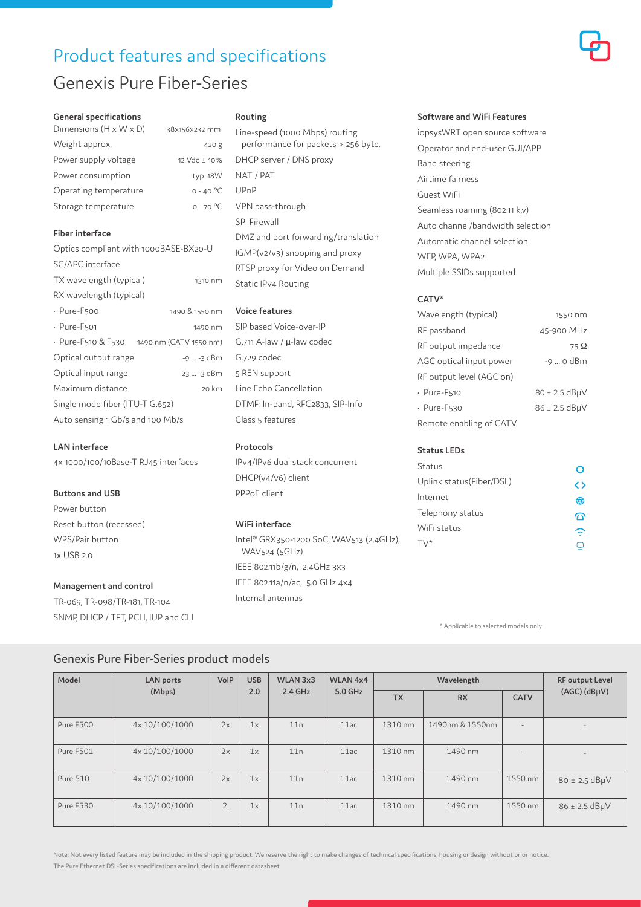# Product features and specifications

## Genexis Pure Fiber-Series

### General specifications

| | |
|---|---|
| Dimensions (H x W x D) | 38x156x232 mm |
| Weight approx. | 420 g |
| Power supply voltage | 12 Vdc ± 10% |
| Power consumption | typ. 18W |
| Operating temperature | 0 - 40 °C |
| Storage temperature | 0 - 70 °C |

### Fiber interface

Optics compliant with 1000BASE-BX20-U

SC/APC interface

| | |
|---|---|
| TX wavelength (typical) | 1310 nm |
| RX wavelength (typical) | |
| · Pure-F500 | 1490 & 1550 nm |
| · Pure-F501 | 1490 nm |
| · Pure-F510 & F530 | 1490 nm (CATV 1550 nm) |
| Optical output range | -9 ... -3 dBm |
| Optical input range | -23 ... -3 dBm |
| Maximum distance | 20 km |

Single mode fiber (ITU-T G.652)

Auto sensing 1 Gb/s and 100 Mb/s

### LAN interface

4x 1000/100/10Base-T RJ45 interfaces

### Buttons and USB

Power button

Reset button (recessed)

WPS/Pair button

1x USB 2.0

### Management and control

TR-069, TR-098/TR-181, TR-104

SNMP, DHCP / TFT, PCLI, IUP and CLI

### Routing

Line-speed (1000 Mbps) routing performance for packets > 256 byte.

DHCP server / DNS proxy

NAT / PAT

UPnP

VPN pass-through

SPI Firewall

DMZ and port forwarding/translation

IGMP(v2/v3) snooping and proxy

RTSP proxy for Video on Demand

Static IPv4 Routing

### Voice features

SIP based Voice-over-IP

G.711 A-law / µ-law codec

G.729 codec

5 REN support

Line Echo Cancellation

DTMF: In-band, RFC2833, SIP-Info

Class 5 features

### Protocols

IPv4/IPv6 dual stack concurrent

DHCP(v4/v6) client

PPPoE client

### WiFi interface

Intel® GRX350-1200 SoC; WAV513 (2,4GHz), WAV524 (5GHz)

IEEE 802.11b/g/n, 2.4GHz 3x3

IEEE 802.11a/n/ac, 5.0 GHz 4x4

Internal antennas

### Software and WiFi Features

iopsysWRT open source software

Operator and end-user GUI/APP

Band steering

Airtime fairness

Guest WiFi

Seamless roaming (802.11 k,v)

Auto channel/bandwidth selection

Automatic channel selection

WEP, WPA, WPA2

Multiple SSIDs supported

### CATV*

| | |
|---|---|
| Wavelength (typical) | 1550 nm |
| RF passband | 45-900 MHz |
| RF output impedance | 75 Ω |
| AGC optical input power | -9 ... 0 dBm |
| RF output level (AGC on) | |
| · Pure-F510 | 80 ± 2.5 dBµV |
| · Pure-F530 | 86 ± 2.5 dBµV |

Remote enabling of CATV

### Status LEDs

Status

Uplink status(Fiber/DSL)

Internet

Telephony status

WiFi status

TV*

\* Applicable to selected models only

## Genexis Pure Fiber-Series product models

| Model | LAN ports (Mbps) | VoIP | USB 2.0 | WLAN 3x3 2.4 GHz | WLAN 4x4 5.0 GHz | Wavelength | | | RF output Level (AGC) (dBµV) |
|---|---|---|---|---|---|---|---|---|---|
| | | | | | | TX | RX | CATV | |
| Pure F500 | 4x 10/100/1000 | 2x | 1x | 11n | 11ac | 1310 nm | 1490nm & 1550nm | - | - |
| Pure F501 | 4x 10/100/1000 | 2x | 1x | 11n | 11ac | 1310 nm | 1490 nm | - | - |
| Pure 510 | 4x 10/100/1000 | 2x | 1x | 11n | 11ac | 1310 nm | 1490 nm | 1550 nm | 80 ± 2.5 dBµV |
| Pure F530 | 4x 10/100/1000 | 2. | 1x | 11n | 11ac | 1310 nm | 1490 nm | 1550 nm | 86 ± 2.5 dBµV |

Note: Not every listed feature may be included in the shipping product. We reserve the right to make changes of technical specifications, housing or design without prior notice.

The Pure Ethernet DSL-Series specifications are included in a different datasheet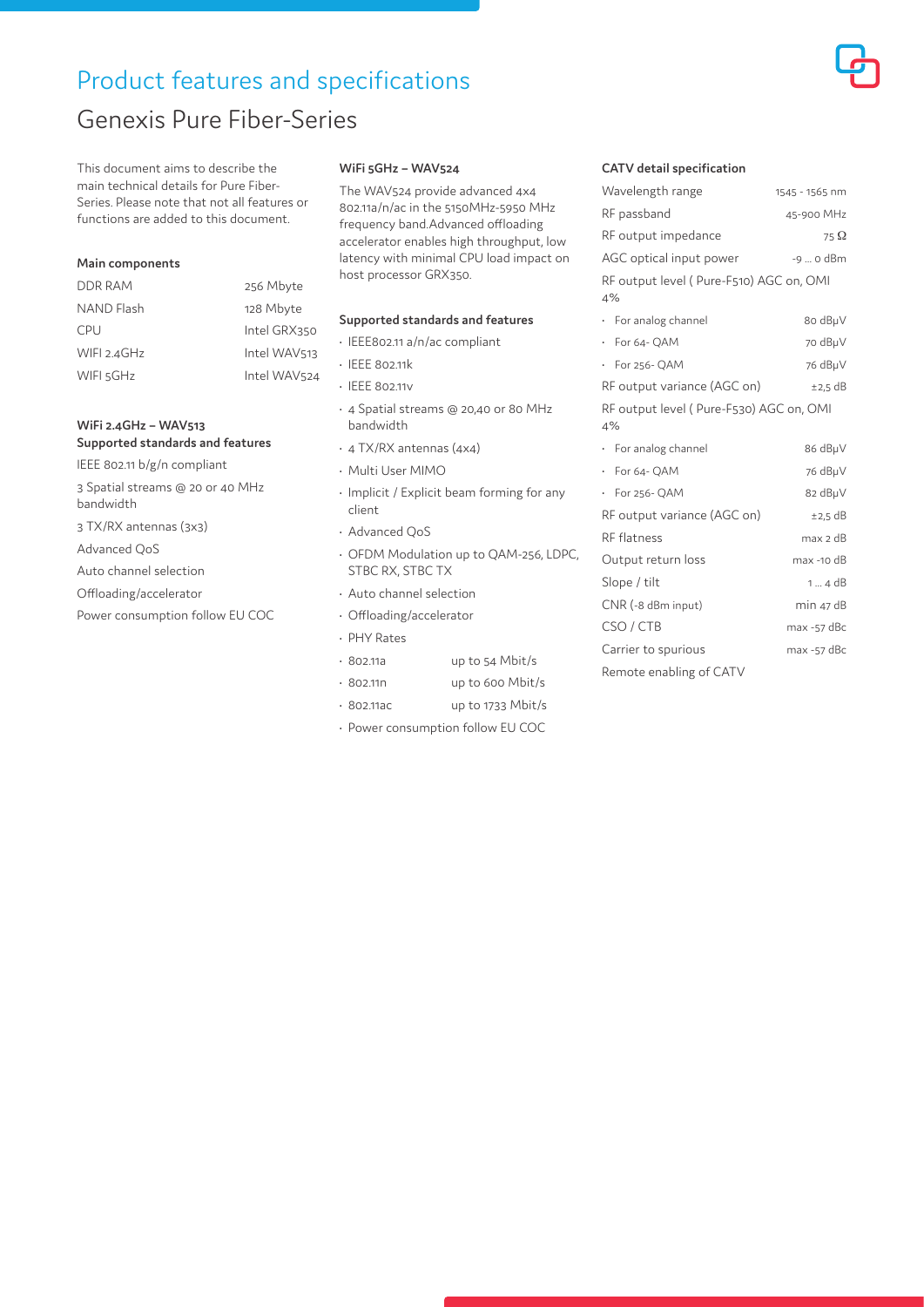# Product features and specifications

## Genexis Pure Fiber-Series

This document aims to describe the main technical details for Pure Fiber-Series. Please note that not all features or functions are added to this document.

### Main components

| | |
|---|---|
| DDR RAM | 256 Mbyte |
| NAND Flash | 128 Mbyte |
| CPU | Intel GRX350 |
| WIFI 2.4GHz | Intel WAV513 |
| WIFI 5GHz | Intel WAV524 |

### WiFi 2.4GHz – WAV513

#### Supported standards and features

IEEE 802.11 b/g/n compliant

3 Spatial streams @ 20 or 40 MHz bandwidth

3 TX/RX antennas (3x3)

Advanced QoS

Auto channel selection

Offloading/accelerator

Power consumption follow EU COC

### WiFi 5GHz – WAV524

The WAV524 provide advanced 4x4 802.11a/n/ac in the 5150MHz-5950 MHz frequency band.Advanced offloading accelerator enables high throughput, low latency with minimal CPU load impact on host processor GRX350.

#### Supported standards and features

- IEEE802.11 a/n/ac compliant
- IEEE 802.11k
- IEEE 802.11v
- 4 Spatial streams @ 20,40 or 80 MHz bandwidth
- 4 TX/RX antennas (4x4)
- Multi User MIMO
- Implicit / Explicit beam forming for any client
- Advanced QoS
- OFDM Modulation up to QAM-256, LDPC, STBC RX, STBC TX
- Auto channel selection
- Offloading/accelerator
- PHY Rates
  - 802.11a up to 54 Mbit/s
  - 802.11n up to 600 Mbit/s
  - 802.11ac up to 1733 Mbit/s
- Power consumption follow EU COC

### CATV detail specification

| | |
|---|---|
| Wavelength range | 1545 - 1565 nm |
| RF passband | 45-900 MHz |
| RF output impedance | 75 Ω |
| AGC optical input power | -9 ... 0 dBm |
| RF output level ( Pure-F510) AGC on, OMI 4% | |
| · For analog channel | 80 dBμV |
| · For 64- QAM | 70 dBμV |
| · For 256- QAM | 76 dBμV |
| RF output variance (AGC on) | ±2,5 dB |
| RF output level ( Pure-F530) AGC on, OMI 4% | |
| · For analog channel | 86 dBμV |
| · For 64- QAM | 76 dBμV |
| · For 256- QAM | 82 dBμV |
| RF output variance (AGC on) | ±2,5 dB |
| RF flatness | max 2 dB |
| Output return loss | max -10 dB |
| Slope / tilt | 1 ... 4 dB |
| CNR (-8 dBm input) | min 47 dB |
| CSO / CTB | max -57 dBc |
| Carrier to spurious | max -57 dBc |
| Remote enabling of CATV | |